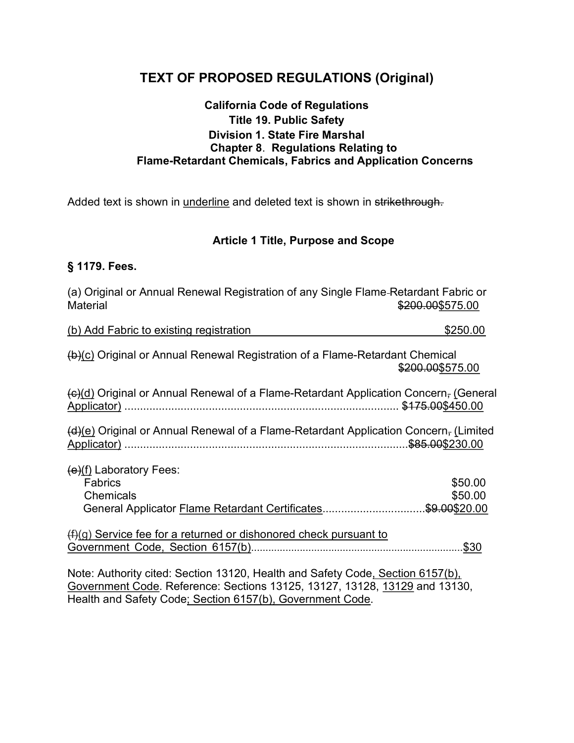# TEXT OF PROPOSED REGULATIONS (Original)

**California Code of Regulations**
**Title 19. Public Safety**
**Division 1. State Fire Marshal**
**Chapter 8. Regulations Relating to Flame-Retardant Chemicals, Fabrics and Application Concerns**

Added text is shown in <u>underline</u> and deleted text is shown in ~~strikethrough.~~

### Article 1 Title, Purpose and Scope

### § 1179. Fees.

(a) Original or Annual Renewal Registration of any Single Flame~~-~~Retardant Fabric or Material ~~$200.00~~<u>$575.00</u>

<u>(b) Add Fabric to existing registration $250.00</u>

~~(b)~~<u>(c)</u> Original or Annual Renewal Registration of a Flame-Retardant Chemical ~~$200.00~~<u>$575.00</u>

~~(c)~~<u>(d)</u> Original or Annual Renewal of a Flame-Retardant Application Concern~~,~~ <u>(General Applicator)</u> ........................................................................................ ~~$175.00~~<u>$450.00</u>

~~(d)~~<u>(e)</u> Original or Annual Renewal of a Flame-Retardant Application Concern~~,~~ <u>(Limited Applicator)</u> ..........................................................................................~~$85.00~~<u>$230.00</u>

~~(e)~~<u>(f)</u> Laboratory Fees:
- Fabrics $50.00
- Chemicals $50.00
- General Applicator <u>Flame Retardant Certificates</u>................................~~$9.00~~<u>$20.00</u>

~~(f)~~<u>(g) Service fee for a returned or dishonored check pursuant to Government Code, Section 6157(b)</u>........................................................................<u>$30</u>

Note: Authority cited: Section 13120, Health and Safety Code<u>, Section 6157(b), Government Code</u>. Reference: Sections 13125, 13127, 13128, <u>13129</u> and 13130, Health and Safety Code<u>; Section 6157(b), Government Code</u>.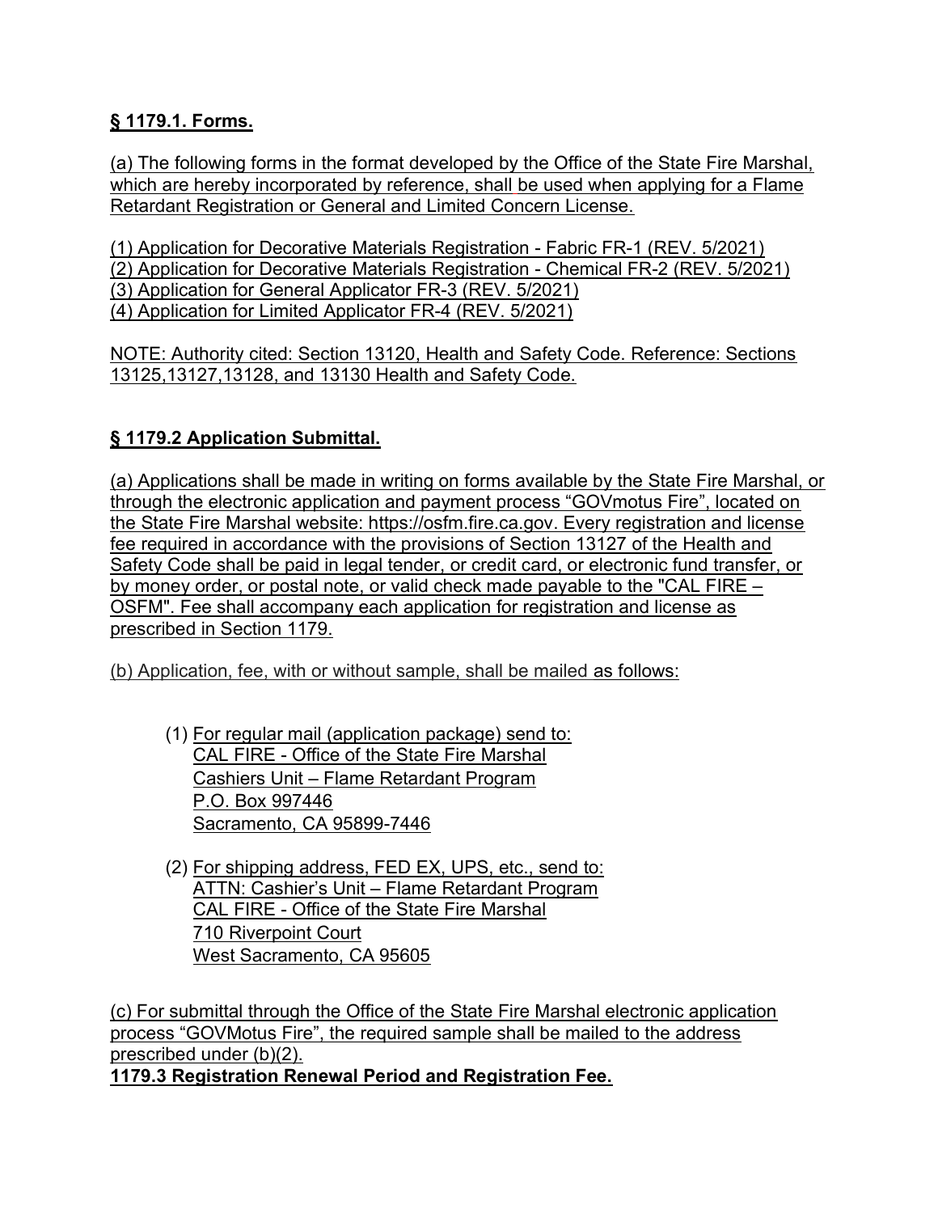## § 1179.1. Forms.

(a) The following forms in the format developed by the Office of the State Fire Marshal, which are hereby incorporated by reference, shall be used when applying for a Flame Retardant Registration or General and Limited Concern License.

(1) Application for Decorative Materials Registration - Fabric FR-1 (REV. 5/2021)
(2) Application for Decorative Materials Registration - Chemical FR-2 (REV. 5/2021)
(3) Application for General Applicator FR-3 (REV. 5/2021)
(4) Application for Limited Applicator FR-4 (REV. 5/2021)

NOTE: Authority cited: Section 13120, Health and Safety Code. Reference: Sections 13125,13127,13128, and 13130 Health and Safety Code.

## § 1179.2 Application Submittal.

(a) Applications shall be made in writing on forms available by the State Fire Marshal, or through the electronic application and payment process "GOVmotus Fire", located on the State Fire Marshal website: https://osfm.fire.ca.gov. Every registration and license fee required in accordance with the provisions of Section 13127 of the Health and Safety Code shall be paid in legal tender, or credit card, or electronic fund transfer, or by money order, or postal note, or valid check made payable to the "CAL FIRE – OSFM". Fee shall accompany each application for registration and license as prescribed in Section 1179.

(b) Application, fee, with or without sample, shall be mailed as follows:

(1) For regular mail (application package) send to:
CAL FIRE - Office of the State Fire Marshal
Cashiers Unit – Flame Retardant Program
P.O. Box 997446
Sacramento, CA 95899-7446

(2) For shipping address, FED EX, UPS, etc., send to:
ATTN: Cashier's Unit – Flame Retardant Program
CAL FIRE - Office of the State Fire Marshal
710 Riverpoint Court
West Sacramento, CA 95605

(c) For submittal through the Office of the State Fire Marshal electronic application process "GOVMotus Fire", the required sample shall be mailed to the address prescribed under (b)(2).

## 1179.3 Registration Renewal Period and Registration Fee.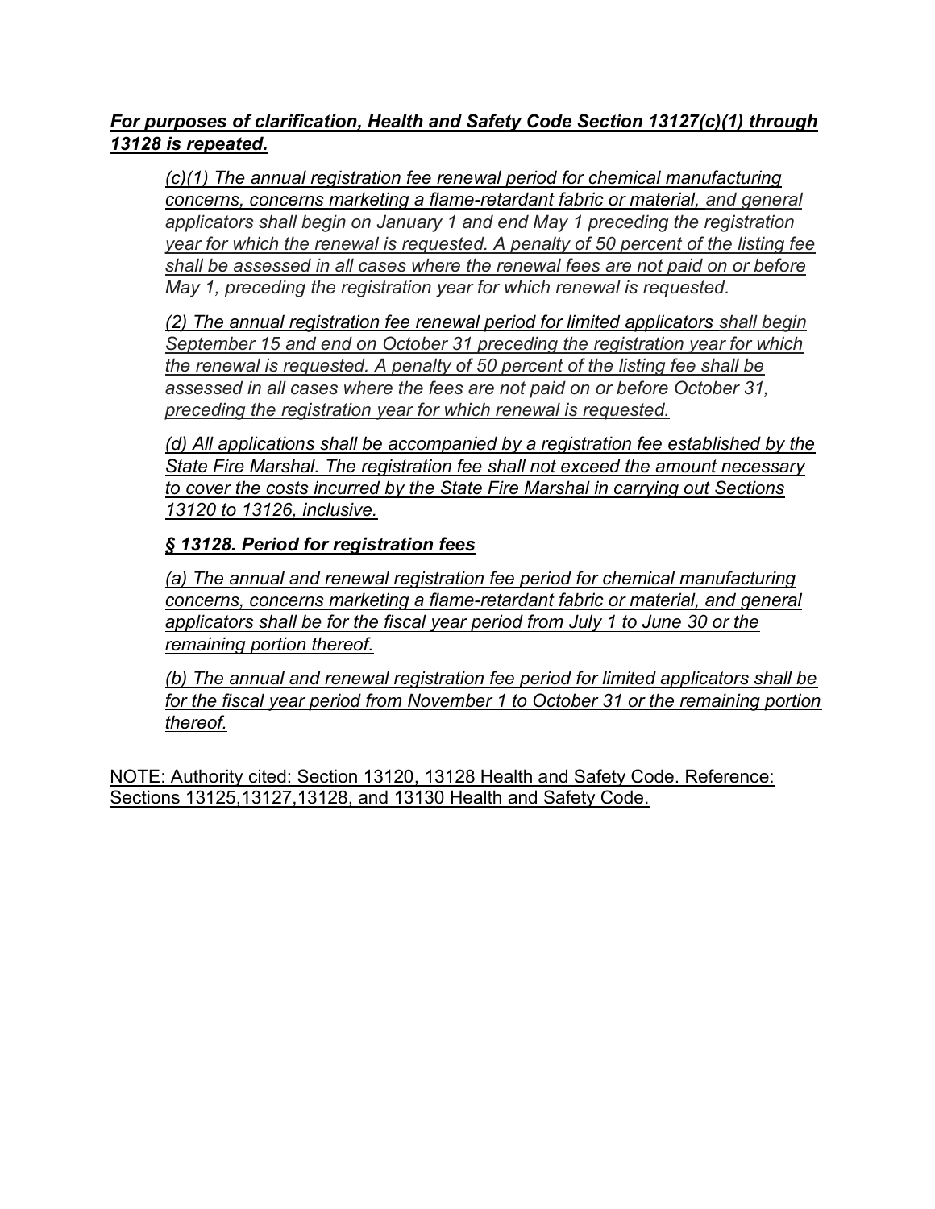***For purposes of clarification, Health and Safety Code Section 13127(c)(1) through 13128 is repeated.***

*(c)(1) The annual registration fee renewal period for chemical manufacturing concerns, concerns marketing a flame-retardant fabric or material, and general applicators shall begin on January 1 and end May 1 preceding the registration year for which the renewal is requested. A penalty of 50 percent of the listing fee shall be assessed in all cases where the renewal fees are not paid on or before May 1, preceding the registration year for which renewal is requested.*

*(2) The annual registration fee renewal period for limited applicators shall begin September 15 and end on October 31 preceding the registration year for which the renewal is requested. A penalty of 50 percent of the listing fee shall be assessed in all cases where the fees are not paid on or before October 31, preceding the registration year for which renewal is requested.*

*(d) All applications shall be accompanied by a registration fee established by the State Fire Marshal. The registration fee shall not exceed the amount necessary to cover the costs incurred by the State Fire Marshal in carrying out Sections 13120 to 13126, inclusive.*

***§ 13128. Period for registration fees***

*(a) The annual and renewal registration fee period for chemical manufacturing concerns, concerns marketing a flame-retardant fabric or material, and general applicators shall be for the fiscal year period from July 1 to June 30 or the remaining portion thereof.*

*(b) The annual and renewal registration fee period for limited applicators shall be for the fiscal year period from November 1 to October 31 or the remaining portion thereof.*

NOTE: Authority cited: Section 13120, 13128 Health and Safety Code. Reference: Sections 13125,13127,13128, and 13130 Health and Safety Code.